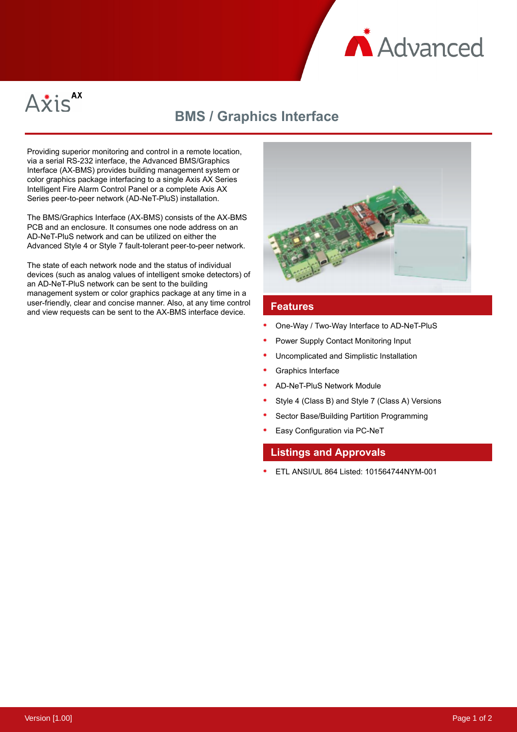# BMS / Graphics Interface

Providing superior monitoring and control in a remote location, via a serial RS-232 interface, the Advanced BMS/Graphics Interface (AX-BMS) provides building management system or color graphics package interfacing to a single Axis AX Series Intelligent Fire Alarm Control Panel or a complete Axis AX Series peer-to-peer network (AD-NeT-PluS) installation.

The BMS/Graphics Interface (AX-BMS) consists of the AX-BMS PCB and an enclosure. It consumes one node address on an AD-NeT-PluS network and can be utilized on either the Advanced Style 4 or Style 7 fault-tolerant peer-to-peer network.

The state of each network node and the status of individual devices (such as analog values of intelligent smoke detectors) of an AD-NeT-PluS network can be sent to the building management system or color graphics package at any time in a user-friendly, clear and concise manner. Also, at any time control and view requests can be sent to the AX-BMS interface device.

## Features

- One-Way / Two-Way Interface to AD-NeT-PluS
- Power Supply Contact Monitoring Input
- Uncomplicated and Simplistic Installation
- Graphics Interface
- AD-NeT-PluS Network Module
- Style 4 (Class B) and Style 7 (Class A) Versions
- Sector Base/Building Partition Programming
- Easy Configuration via PC-NeT

## Listings and Approvals

- ETL ANSI/UL 864 Listed: 101564744NYM-001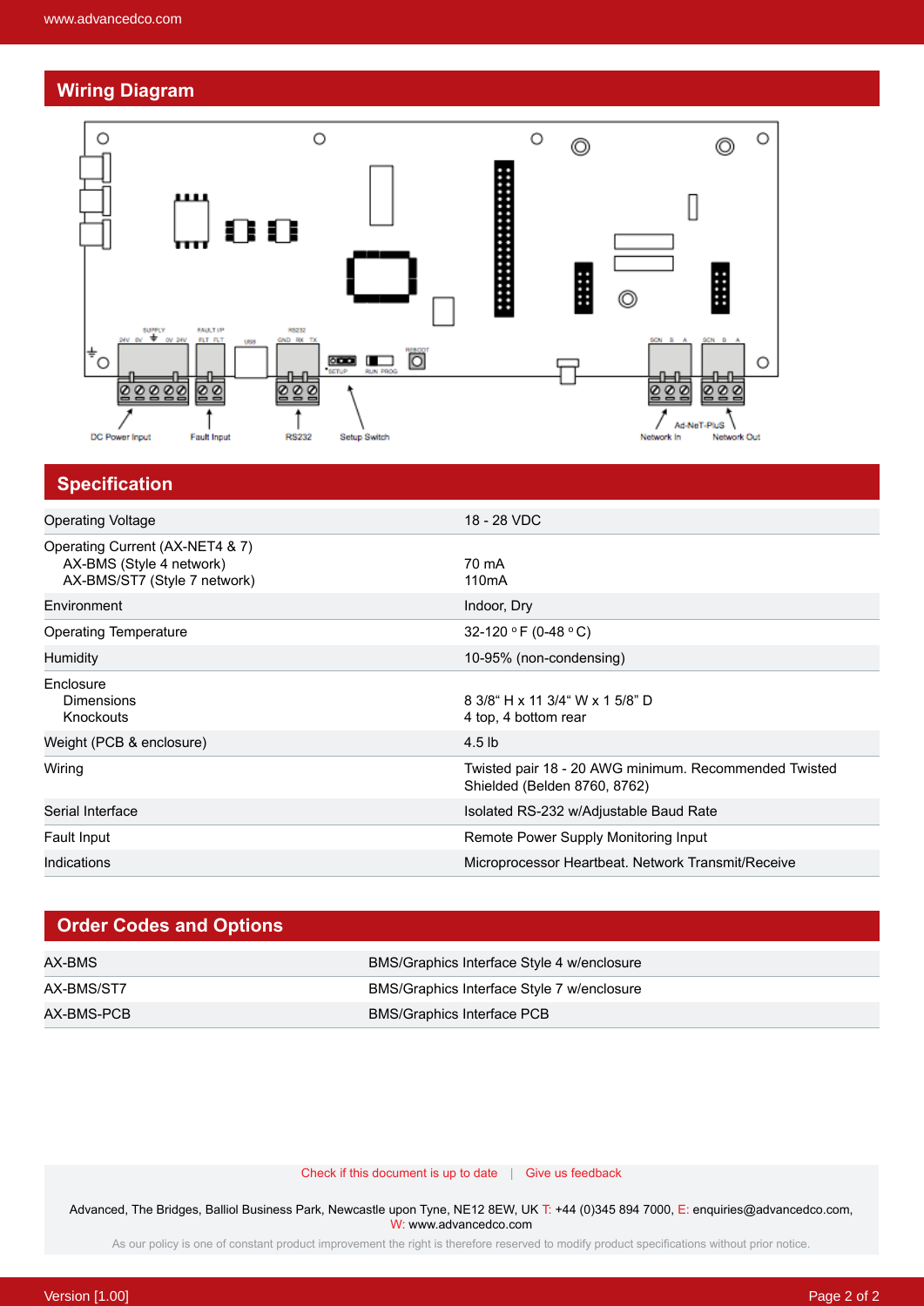## Wiring Diagram

SUPPLY
24V 0V 0V 24V
FAULT I/P
FLT FLT
USB
RS232
GND RX TX
SETUP
RUN PROG
REBOOT
SCN B A
SCN B A

DC Power Input
Fault Input
RS232
Setup Switch
Ad-NeT-PluS
Network In
Network Out

## Specification

| | |
|---|---|
| Operating Voltage | 18 - 28 VDC |
| Operating Current (AX-NET4 & 7)<br>AX-BMS (Style 4 network)<br>AX-BMS/ST7 (Style 7 network) | <br>70 mA<br>110mA |
| Environment | Indoor, Dry |
| Operating Temperature | 32-120 °F (0-48 °C) |
| Humidity | 10-95% (non-condensing) |
| Enclosure<br>Dimensions<br>Knockouts | <br>8 3/8" H x 11 3/4" W x 1 5/8" D<br>4 top, 4 bottom rear |
| Weight (PCB & enclosure) | 4.5 lb |
| Wiring | Twisted pair 18 - 20 AWG minimum. Recommended Twisted Shielded (Belden 8760, 8762) |
| Serial Interface | Isolated RS-232 w/Adjustable Baud Rate |
| Fault Input | Remote Power Supply Monitoring Input |
| Indications | Microprocessor Heartbeat. Network Transmit/Receive |

## Order Codes and Options

| | |
|---|---|
| AX-BMS | BMS/Graphics Interface Style 4 w/enclosure |
| AX-BMS/ST7 | BMS/Graphics Interface Style 7 w/enclosure |
| AX-BMS-PCB | BMS/Graphics Interface PCB |

Check if this document is up to date | Give us feedback

Advanced, The Bridges, Balliol Business Park, Newcastle upon Tyne, NE12 8EW, UK T: +44 (0)345 894 7000, E: enquiries@advancedco.com, W: www.advancedco.com

As our policy is one of constant product improvement the right is therefore reserved to modify product specifications without prior notice.

Version [1.00]